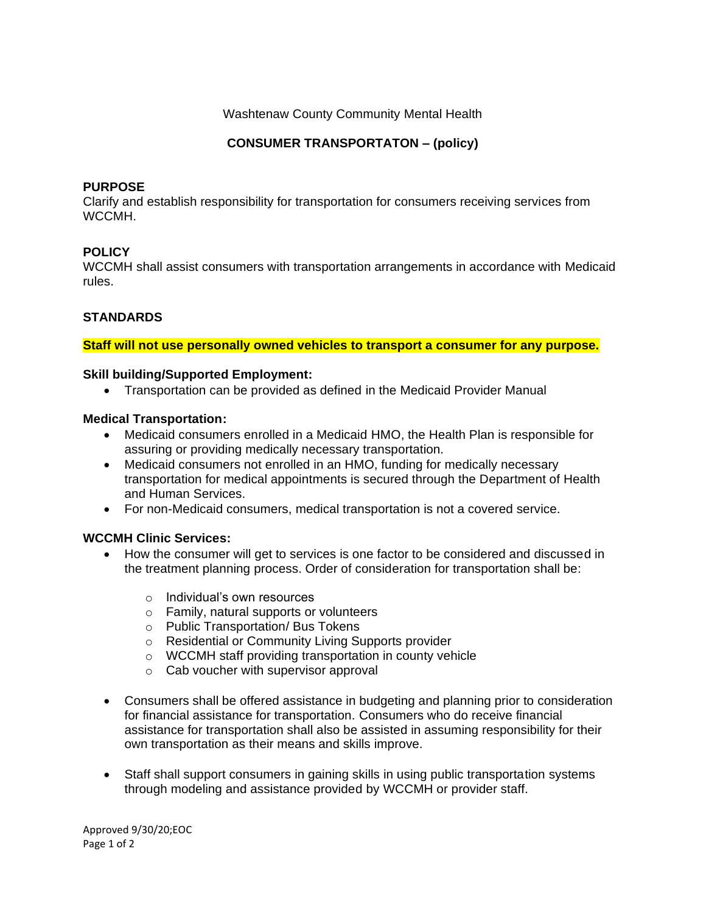Washtenaw County Community Mental Health

# CONSUMER TRANSPORTATON – (policy)

## PURPOSE

Clarify and establish responsibility for transportation for consumers receiving services from WCCMH.

## POLICY

WCCMH shall assist consumers with transportation arrangements in accordance with Medicaid rules.

## STANDARDS

**Staff will not use personally owned vehicles to transport a consumer for any purpose.**

**Skill building/Supported Employment:**

- Transportation can be provided as defined in the Medicaid Provider Manual

**Medical Transportation:**

- Medicaid consumers enrolled in a Medicaid HMO, the Health Plan is responsible for assuring or providing medically necessary transportation.
- Medicaid consumers not enrolled in an HMO, funding for medically necessary transportation for medical appointments is secured through the Department of Health and Human Services.
- For non-Medicaid consumers, medical transportation is not a covered service.

**WCCMH Clinic Services:**

- How the consumer will get to services is one factor to be considered and discussed in the treatment planning process. Order of consideration for transportation shall be:
    - Individual's own resources
    - Family, natural supports or volunteers
    - Public Transportation/ Bus Tokens
    - Residential or Community Living Supports provider
    - WCCMH staff providing transportation in county vehicle
    - Cab voucher with supervisor approval

- Consumers shall be offered assistance in budgeting and planning prior to consideration for financial assistance for transportation. Consumers who do receive financial assistance for transportation shall also be assisted in assuming responsibility for their own transportation as their means and skills improve.

- Staff shall support consumers in gaining skills in using public transportation systems through modeling and assistance provided by WCCMH or provider staff.

Approved 9/30/20;EOC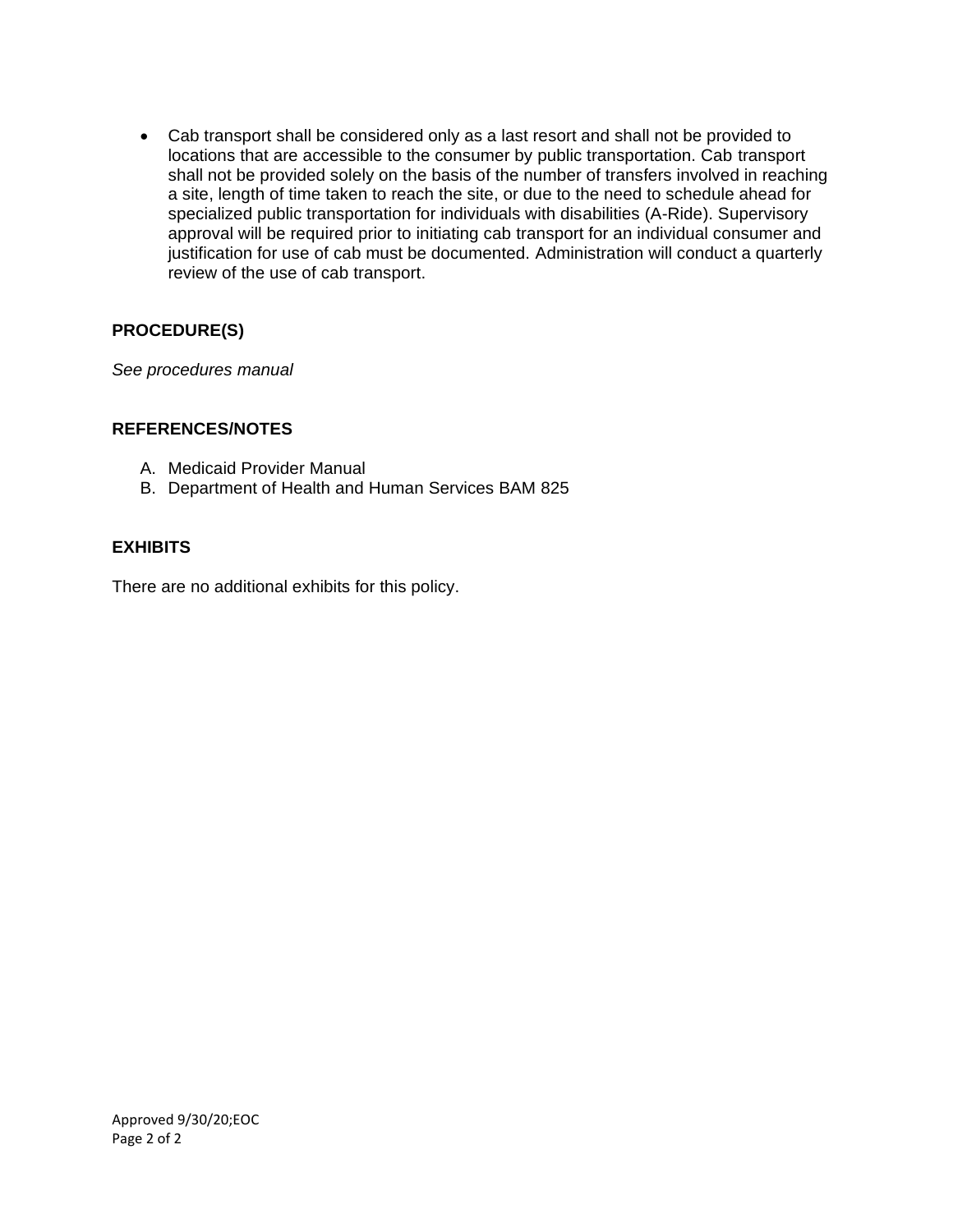- Cab transport shall be considered only as a last resort and shall not be provided to locations that are accessible to the consumer by public transportation. Cab transport shall not be provided solely on the basis of the number of transfers involved in reaching a site, length of time taken to reach the site, or due to the need to schedule ahead for specialized public transportation for individuals with disabilities (A-Ride). Supervisory approval will be required prior to initiating cab transport for an individual consumer and justification for use of cab must be documented. Administration will conduct a quarterly review of the use of cab transport.

**PROCEDURE(S)**

*See procedures manual*

**REFERENCES/NOTES**

A. Medicaid Provider Manual
B. Department of Health and Human Services BAM 825

**EXHIBITS**

There are no additional exhibits for this policy.

Approved 9/30/20;EOC